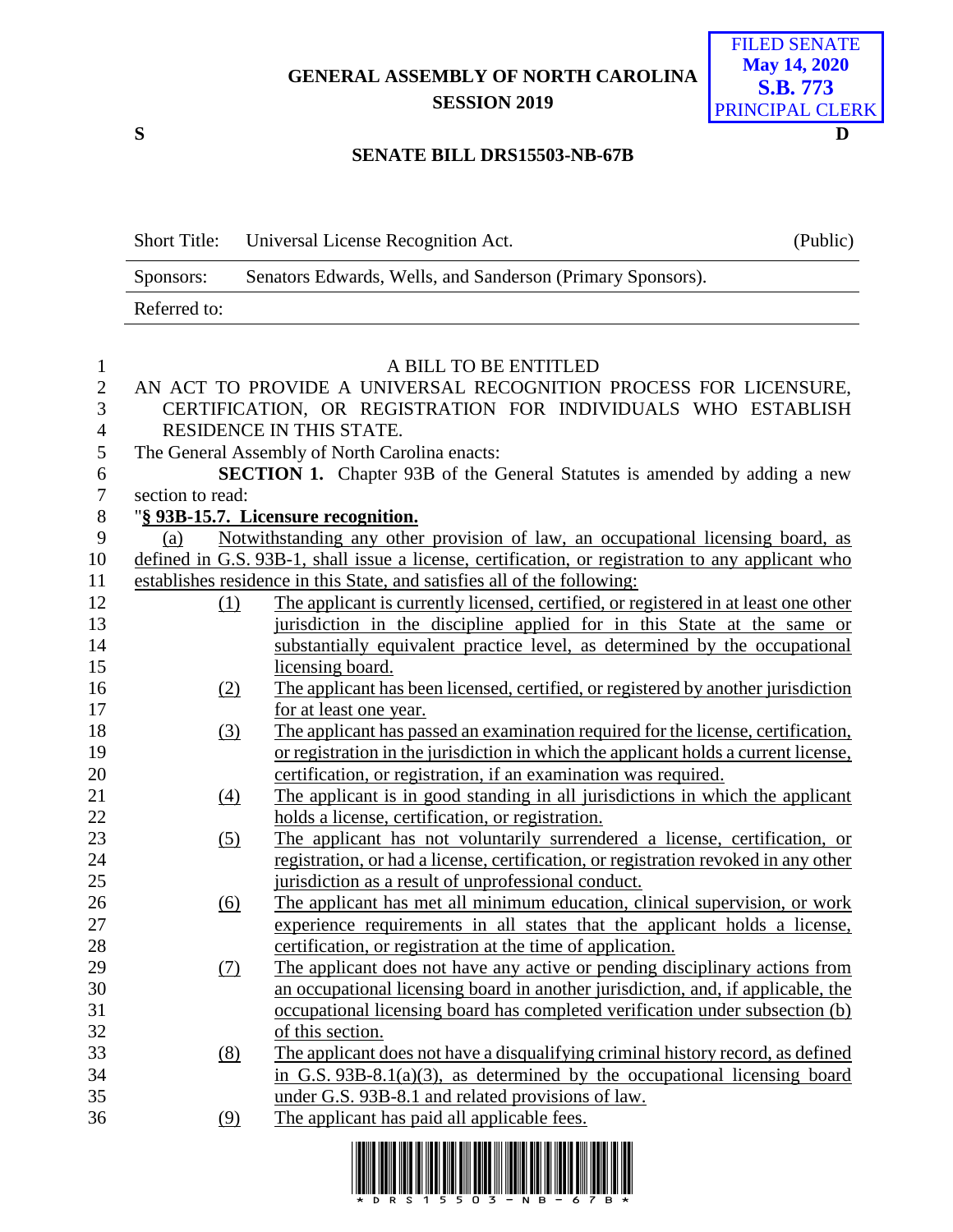GENERAL ASSEMBLY OF NORTH CAROLINA
SESSION 2019

FILED SENATE
May 14, 2020
S.B. 773
PRINCIPAL CLERK

S D

**SENATE BILL DRS15503-NB-67B**

| Short Title: | Universal License Recognition Act. | (Public) |
|---|---|---|
| Sponsors: | Senators Edwards, Wells, and Sanderson (Primary Sponsors). | |
| Referred to: | | |

A BILL TO BE ENTITLED

AN ACT TO PROVIDE A UNIVERSAL RECOGNITION PROCESS FOR LICENSURE, CERTIFICATION, OR REGISTRATION FOR INDIVIDUALS WHO ESTABLISH RESIDENCE IN THIS STATE.

The General Assembly of North Carolina enacts:

**SECTION 1.** Chapter 93B of the General Statutes is amended by adding a new section to read:

"**§ 93B-15.7. Licensure recognition.**

(a) Notwithstanding any other provision of law, an occupational licensing board, as defined in G.S. 93B-1, shall issue a license, certification, or registration to any applicant who establishes residence in this State, and satisfies all of the following:

(1) The applicant is currently licensed, certified, or registered in at least one other jurisdiction in the discipline applied for in this State at the same or substantially equivalent practice level, as determined by the occupational licensing board.

(2) The applicant has been licensed, certified, or registered by another jurisdiction for at least one year.

(3) The applicant has passed an examination required for the license, certification, or registration in the jurisdiction in which the applicant holds a current license, certification, or registration, if an examination was required.

(4) The applicant is in good standing in all jurisdictions in which the applicant holds a license, certification, or registration.

(5) The applicant has not voluntarily surrendered a license, certification, or registration, or had a license, certification, or registration revoked in any other jurisdiction as a result of unprofessional conduct.

(6) The applicant has met all minimum education, clinical supervision, or work experience requirements in all states that the applicant holds a license, certification, or registration at the time of application.

(7) The applicant does not have any active or pending disciplinary actions from an occupational licensing board in another jurisdiction, and, if applicable, the occupational licensing board has completed verification under subsection (b) of this section.

(8) The applicant does not have a disqualifying criminal history record, as defined in G.S. 93B-8.1(a)(3), as determined by the occupational licensing board under G.S. 93B-8.1 and related provisions of law.

(9) The applicant has paid all applicable fees.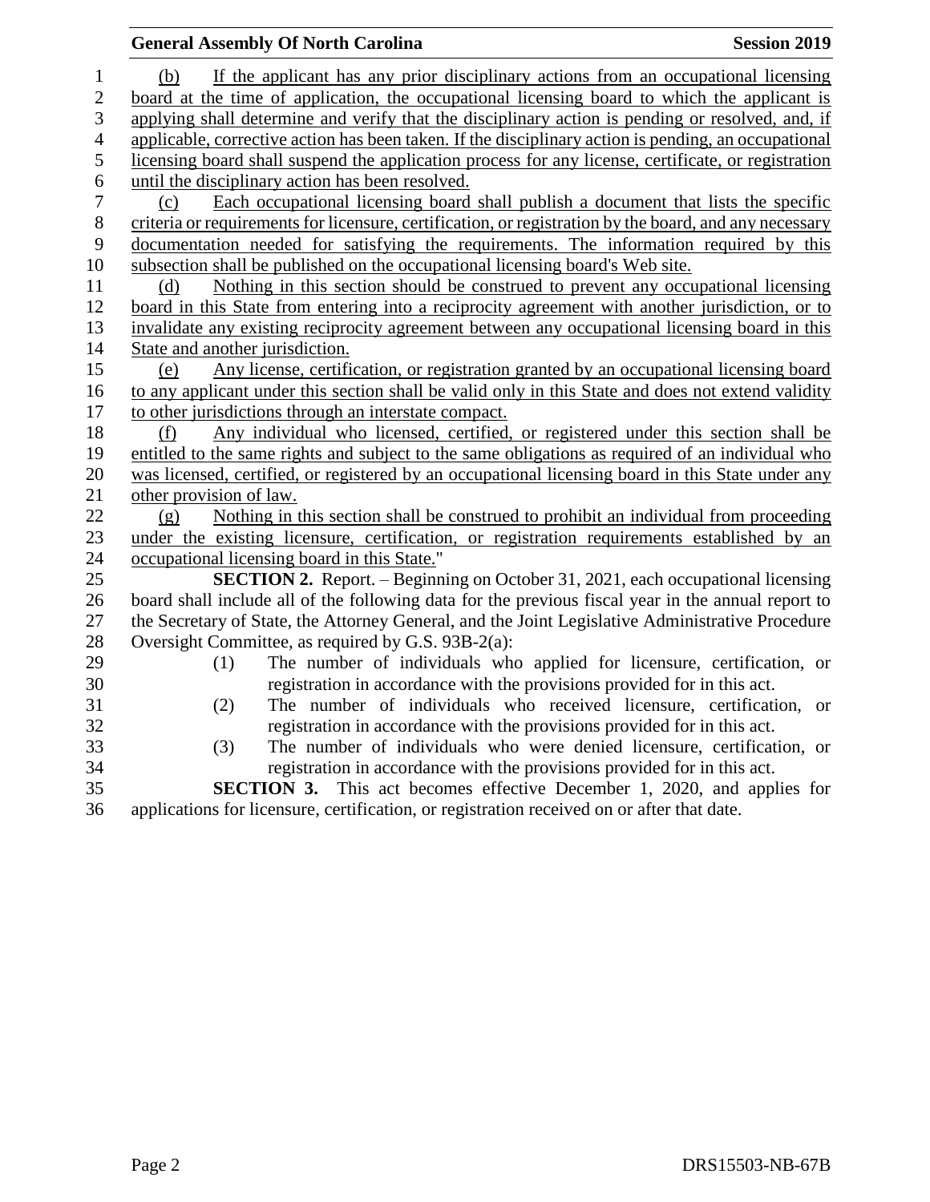(b) If the applicant has any prior disciplinary actions from an occupational licensing board at the time of application, the occupational licensing board to which the applicant is applying shall determine and verify that the disciplinary action is pending or resolved, and, if applicable, corrective action has been taken. If the disciplinary action is pending, an occupational licensing board shall suspend the application process for any license, certificate, or registration until the disciplinary action has been resolved.

(c) Each occupational licensing board shall publish a document that lists the specific criteria or requirements for licensure, certification, or registration by the board, and any necessary documentation needed for satisfying the requirements. The information required by this subsection shall be published on the occupational licensing board's Web site.

(d) Nothing in this section should be construed to prevent any occupational licensing board in this State from entering into a reciprocity agreement with another jurisdiction, or to invalidate any existing reciprocity agreement between any occupational licensing board in this State and another jurisdiction.

(e) Any license, certification, or registration granted by an occupational licensing board to any applicant under this section shall be valid only in this State and does not extend validity to other jurisdictions through an interstate compact.

(f) Any individual who licensed, certified, or registered under this section shall be entitled to the same rights and subject to the same obligations as required of an individual who was licensed, certified, or registered by an occupational licensing board in this State under any other provision of law.

(g) Nothing in this section shall be construed to prohibit an individual from proceeding under the existing licensure, certification, or registration requirements established by an occupational licensing board in this State."

**SECTION 2.** Report. – Beginning on October 31, 2021, each occupational licensing board shall include all of the following data for the previous fiscal year in the annual report to the Secretary of State, the Attorney General, and the Joint Legislative Administrative Procedure Oversight Committee, as required by G.S. 93B-2(a):

(1) The number of individuals who applied for licensure, certification, or registration in accordance with the provisions provided for in this act.

(2) The number of individuals who received licensure, certification, or registration in accordance with the provisions provided for in this act.

(3) The number of individuals who were denied licensure, certification, or registration in accordance with the provisions provided for in this act.

**SECTION 3.** This act becomes effective December 1, 2020, and applies for applications for licensure, certification, or registration received on or after that date.